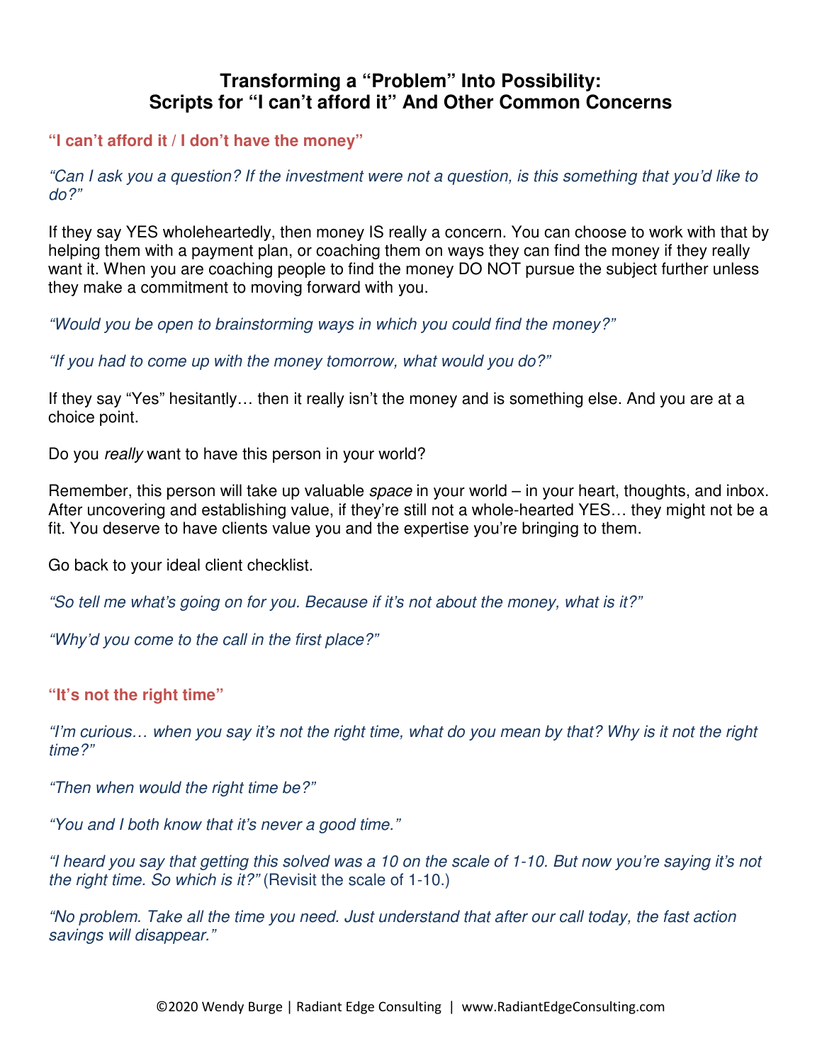# Transforming a "Problem" Into Possibility: Scripts for "I can't afford it" And Other Common Concerns

## "I can't afford it / I don't have the money"

*"Can I ask you a question? If the investment were not a question, is this something that you'd like to do?"*

If they say YES wholeheartedly, then money IS really a concern. You can choose to work with that by helping them with a payment plan, or coaching them on ways they can find the money if they really want it. When you are coaching people to find the money DO NOT pursue the subject further unless they make a commitment to moving forward with you.

*"Would you be open to brainstorming ways in which you could find the money?"*

*"If you had to come up with the money tomorrow, what would you do?"*

If they say "Yes" hesitantly… then it really isn't the money and is something else. And you are at a choice point.

Do you *really* want to have this person in your world?

Remember, this person will take up valuable *space* in your world – in your heart, thoughts, and inbox. After uncovering and establishing value, if they're still not a whole-hearted YES… they might not be a fit. You deserve to have clients value you and the expertise you're bringing to them.

Go back to your ideal client checklist.

*"So tell me what's going on for you. Because if it's not about the money, what is it?"*

*"Why'd you come to the call in the first place?"*

## "It's not the right time"

*"I'm curious… when you say it's not the right time, what do you mean by that? Why is it not the right time?"*

*"Then when would the right time be?"*

*"You and I both know that it's never a good time."*

*"I heard you say that getting this solved was a 10 on the scale of 1-10. But now you're saying it's not the right time. So which is it?"* (Revisit the scale of 1-10.)

*"No problem. Take all the time you need. Just understand that after our call today, the fast action savings will disappear."*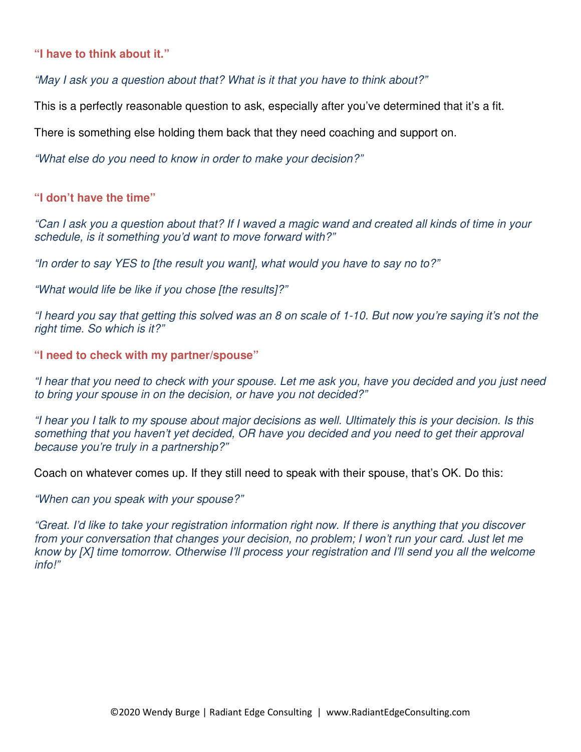**“I have to think about it.”**

*“May I ask you a question about that? What is it that you have to think about?”*

This is a perfectly reasonable question to ask, especially after you’ve determined that it’s a fit.

There is something else holding them back that they need coaching and support on.

*“What else do you need to know in order to make your decision?”*

**“I don’t have the time”**

*“Can I ask you a question about that? If I waved a magic wand and created all kinds of time in your schedule, is it something you’d want to move forward with?”*

*“In order to say YES to [the result you want], what would you have to say no to?”*

*“What would life be like if you chose [the results]?”*

*“I heard you say that getting this solved was an 8 on scale of 1-10. But now you’re saying it’s not the right time. So which is it?”*

**“I need to check with my partner/spouse”**

*“I hear that you need to check with your spouse. Let me ask you, have you decided and you just need to bring your spouse in on the decision, or have you not decided?”*

*“I hear you I talk to my spouse about major decisions as well. Ultimately this is your decision. Is this something that you haven’t yet decided, OR have you decided and you need to get their approval because you’re truly in a partnership?”*

Coach on whatever comes up. If they still need to speak with their spouse, that’s OK. Do this:

*“When can you speak with your spouse?”*

*“Great. I’d like to take your registration information right now. If there is anything that you discover from your conversation that changes your decision, no problem; I won’t run your card. Just let me know by [X] time tomorrow. Otherwise I’ll process your registration and I’ll send you all the welcome info!”*

©2020 Wendy Burge | Radiant Edge Consulting | www.RadiantEdgeConsulting.com